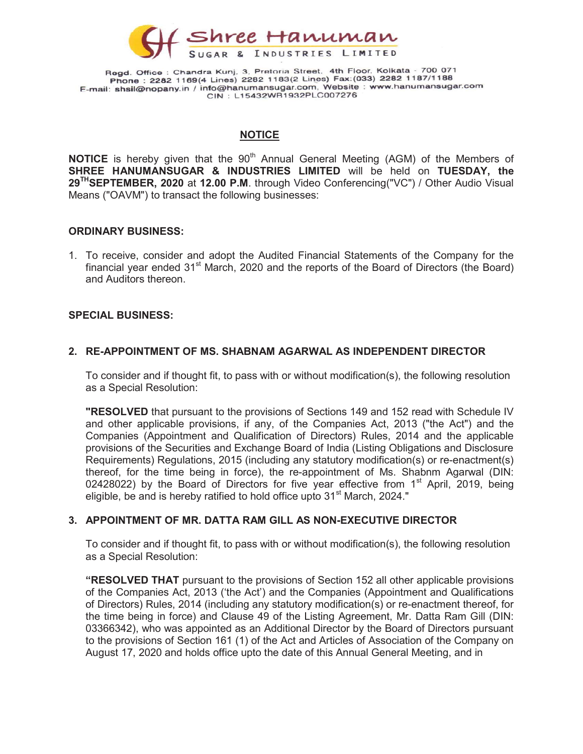# Shree Hanuman

SUGAR & INDUSTRIES LIMITED

Regd. Office : Chandra Kunj, 3, Pretoria Street, 4th Floor, Kolkata - 700 071
Phone : 2282 1169(4 Lines) 2282 1183(2 Lines) Fax:(033) 2282 1187/1188
E-mail: shsil@nopany.in / info@hanumansugar.com, Website : www.hanumansugar.com
CIN : L15432WB1932PLC007276

## NOTICE

**NOTICE** is hereby given that the 90th Annual General Meeting (AGM) of the Members of **SHREE HANUMANSUGAR & INDUSTRIES LIMITED** will be held on **TUESDAY, the 29TH SEPTEMBER, 2020** at **12.00 P.M**. through Video Conferencing("VC") / Other Audio Visual Means ("OAVM") to transact the following businesses:

### ORDINARY BUSINESS:

1. To receive, consider and adopt the Audited Financial Statements of the Company for the financial year ended 31st March, 2020 and the reports of the Board of Directors (the Board) and Auditors thereon.

### SPECIAL BUSINESS:

**2. RE-APPOINTMENT OF MS. SHABNAM AGARWAL AS INDEPENDENT DIRECTOR**

To consider and if thought fit, to pass with or without modification(s), the following resolution as a Special Resolution:

**"RESOLVED** that pursuant to the provisions of Sections 149 and 152 read with Schedule IV and other applicable provisions, if any, of the Companies Act, 2013 ("the Act") and the Companies (Appointment and Qualification of Directors) Rules, 2014 and the applicable provisions of the Securities and Exchange Board of India (Listing Obligations and Disclosure Requirements) Regulations, 2015 (including any statutory modification(s) or re-enactment(s) thereof, for the time being in force), the re-appointment of Ms. Shabnm Agarwal (DIN: 02428022) by the Board of Directors for five year effective from 1st April, 2019, being eligible, be and is hereby ratified to hold office upto 31st March, 2024."

**3. APPOINTMENT OF MR. DATTA RAM GILL AS NON-EXECUTIVE DIRECTOR**

To consider and if thought fit, to pass with or without modification(s), the following resolution as a Special Resolution:

**"RESOLVED THAT** pursuant to the provisions of Section 152 all other applicable provisions of the Companies Act, 2013 ('the Act') and the Companies (Appointment and Qualifications of Directors) Rules, 2014 (including any statutory modification(s) or re-enactment thereof, for the time being in force) and Clause 49 of the Listing Agreement, Mr. Datta Ram Gill (DIN: 03366342), who was appointed as an Additional Director by the Board of Directors pursuant to the provisions of Section 161 (1) of the Act and Articles of Association of the Company on August 17, 2020 and holds office upto the date of this Annual General Meeting, and in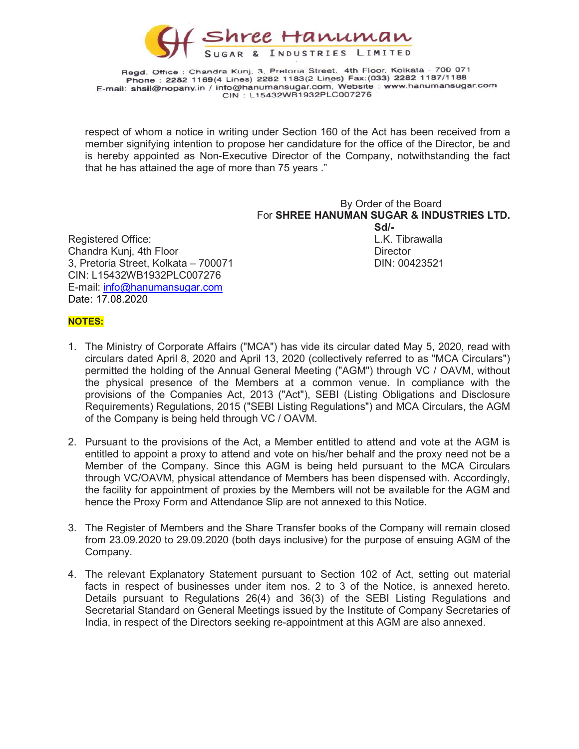respect of whom a notice in writing under Section 160 of the Act has been received from a member signifying intention to propose her candidature for the office of the Director, be and is hereby appointed as Non-Executive Director of the Company, notwithstanding the fact that he has attained the age of more than 75 years ."

By Order of the Board
For **SHREE HANUMAN SUGAR & INDUSTRIES LTD.**
**Sd/-**
L.K. Tibrawalla
Director
DIN: 00423521

Registered Office:
Chandra Kunj, 4th Floor
3, Pretoria Street, Kolkata – 700071
CIN: L15432WB1932PLC007276
E-mail: info@hanumansugar.com
Date: 17.08.2020

**NOTES:**

1. The Ministry of Corporate Affairs ("MCA") has vide its circular dated May 5, 2020, read with circulars dated April 8, 2020 and April 13, 2020 (collectively referred to as "MCA Circulars") permitted the holding of the Annual General Meeting ("AGM") through VC / OAVM, without the physical presence of the Members at a common venue. In compliance with the provisions of the Companies Act, 2013 ("Act"), SEBI (Listing Obligations and Disclosure Requirements) Regulations, 2015 ("SEBI Listing Regulations") and MCA Circulars, the AGM of the Company is being held through VC / OAVM.

2. Pursuant to the provisions of the Act, a Member entitled to attend and vote at the AGM is entitled to appoint a proxy to attend and vote on his/her behalf and the proxy need not be a Member of the Company. Since this AGM is being held pursuant to the MCA Circulars through VC/OAVM, physical attendance of Members has been dispensed with. Accordingly, the facility for appointment of proxies by the Members will not be available for the AGM and hence the Proxy Form and Attendance Slip are not annexed to this Notice.

3. The Register of Members and the Share Transfer books of the Company will remain closed from 23.09.2020 to 29.09.2020 (both days inclusive) for the purpose of ensuing AGM of the Company.

4. The relevant Explanatory Statement pursuant to Section 102 of Act, setting out material facts in respect of businesses under item nos. 2 to 3 of the Notice, is annexed hereto. Details pursuant to Regulations 26(4) and 36(3) of the SEBI Listing Regulations and Secretarial Standard on General Meetings issued by the Institute of Company Secretaries of India, in respect of the Directors seeking re-appointment at this AGM are also annexed.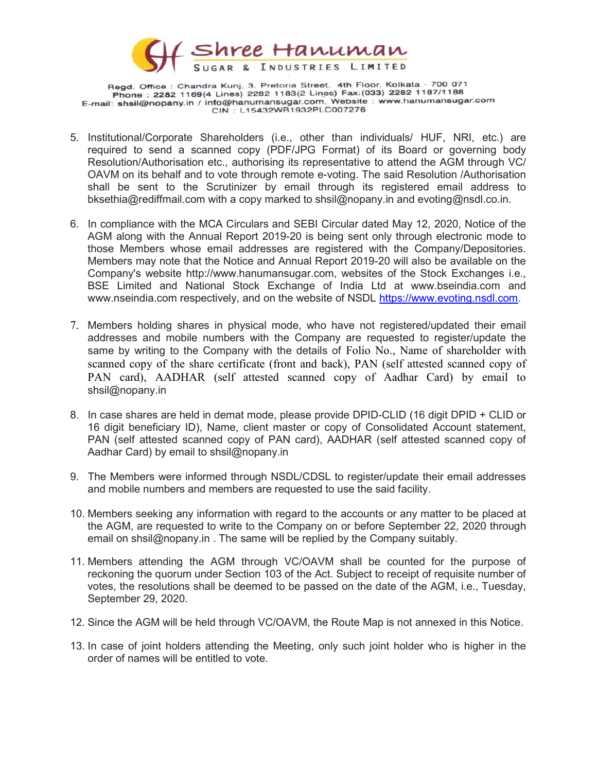5. Institutional/Corporate Shareholders (i.e., other than individuals/ HUF, NRI, etc.) are required to send a scanned copy (PDF/JPG Format) of its Board or governing body Resolution/Authorisation etc., authorising its representative to attend the AGM through VC/ OAVM on its behalf and to vote through remote e-voting. The said Resolution /Authorisation shall be sent to the Scrutinizer by email through its registered email address to bksethia@rediffmail.com with a copy marked to shsil@nopany.in and evoting@nsdl.co.in.

6. In compliance with the MCA Circulars and SEBI Circular dated May 12, 2020, Notice of the AGM along with the Annual Report 2019-20 is being sent only through electronic mode to those Members whose email addresses are registered with the Company/Depositories. Members may note that the Notice and Annual Report 2019-20 will also be available on the Company's website http://www.hanumansugar.com, websites of the Stock Exchanges i.e., BSE Limited and National Stock Exchange of India Ltd at www.bseindia.com and www.nseindia.com respectively, and on the website of NSDL https://www.evoting.nsdl.com.

7. Members holding shares in physical mode, who have not registered/updated their email addresses and mobile numbers with the Company are requested to register/update the same by writing to the Company with the details of Folio No., Name of shareholder with scanned copy of the share certificate (front and back), PAN (self attested scanned copy of PAN card), AADHAR (self attested scanned copy of Aadhar Card) by email to shsil@nopany.in

8. In case shares are held in demat mode, please provide DPID-CLID (16 digit DPID + CLID or 16 digit beneficiary ID), Name, client master or copy of Consolidated Account statement, PAN (self attested scanned copy of PAN card), AADHAR (self attested scanned copy of Aadhar Card) by email to shsil@nopany.in

9. The Members were informed through NSDL/CDSL to register/update their email addresses and mobile numbers and members are requested to use the said facility.

10. Members seeking any information with regard to the accounts or any matter to be placed at the AGM, are requested to write to the Company on or before September 22, 2020 through email on shsil@nopany.in . The same will be replied by the Company suitably.

11. Members attending the AGM through VC/OAVM shall be counted for the purpose of reckoning the quorum under Section 103 of the Act. Subject to receipt of requisite number of votes, the resolutions shall be deemed to be passed on the date of the AGM, i.e., Tuesday, September 29, 2020.

12. Since the AGM will be held through VC/OAVM, the Route Map is not annexed in this Notice.

13. In case of joint holders attending the Meeting, only such joint holder who is higher in the order of names will be entitled to vote.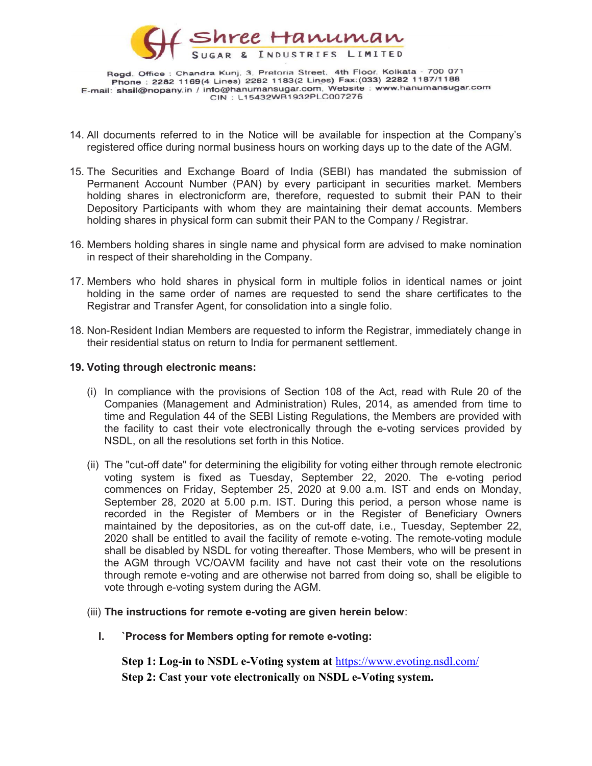14. All documents referred to in the Notice will be available for inspection at the Company's registered office during normal business hours on working days up to the date of the AGM.

15. The Securities and Exchange Board of India (SEBI) has mandated the submission of Permanent Account Number (PAN) by every participant in securities market. Members holding shares in electronicform are, therefore, requested to submit their PAN to their Depository Participants with whom they are maintaining their demat accounts. Members holding shares in physical form can submit their PAN to the Company / Registrar.

16. Members holding shares in single name and physical form are advised to make nomination in respect of their shareholding in the Company.

17. Members who hold shares in physical form in multiple folios in identical names or joint holding in the same order of names are requested to send the share certificates to the Registrar and Transfer Agent, for consolidation into a single folio.

18. Non-Resident Indian Members are requested to inform the Registrar, immediately change in their residential status on return to India for permanent settlement.

**19. Voting through electronic means:**

(i) In compliance with the provisions of Section 108 of the Act, read with Rule 20 of the Companies (Management and Administration) Rules, 2014, as amended from time to time and Regulation 44 of the SEBI Listing Regulations, the Members are provided with the facility to cast their vote electronically through the e-voting services provided by NSDL, on all the resolutions set forth in this Notice.

(ii) The "cut-off date" for determining the eligibility for voting either through remote electronic voting system is fixed as Tuesday, September 22, 2020. The e-voting period commences on Friday, September 25, 2020 at 9.00 a.m. IST and ends on Monday, September 28, 2020 at 5.00 p.m. IST. During this period, a person whose name is recorded in the Register of Members or in the Register of Beneficiary Owners maintained by the depositories, as on the cut-off date, i.e., Tuesday, September 22, 2020 shall be entitled to avail the facility of remote e-voting. The remote-voting module shall be disabled by NSDL for voting thereafter. Those Members, who will be present in the AGM through VC/OAVM facility and have not cast their vote on the resolutions through remote e-voting and are otherwise not barred from doing so, shall be eligible to vote through e-voting system during the AGM.

(iii) **The instructions for remote e-voting are given herein below**:

**I. `Process for Members opting for remote e-voting:**

**Step 1: Log-in to NSDL e-Voting system at** https://www.evoting.nsdl.com/

**Step 2: Cast your vote electronically on NSDL e-Voting system.**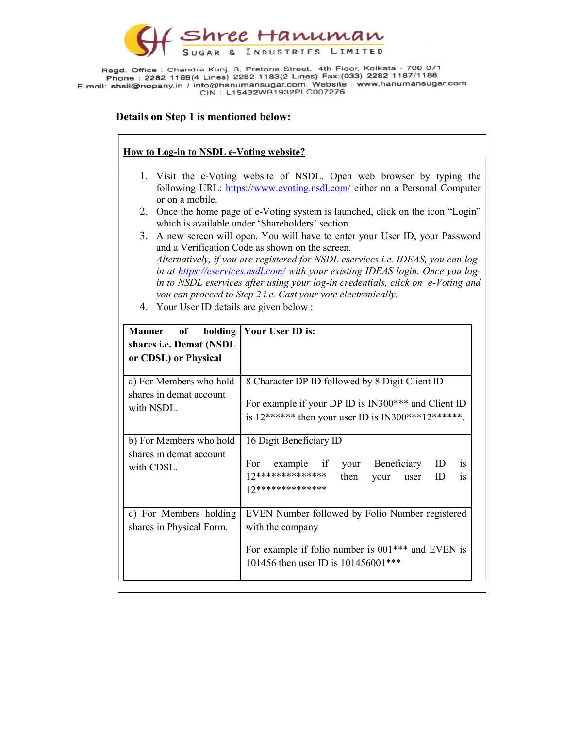# Shree Hanuman Sugar & Industries Limited

Regd. Office : Chandra Kunj, 3, Pretoria Street, 4th Floor, Kolkata - 700 071
Phone : 2282 1169(4 Lines) 2282 1183(2 Lines) Fax:(033) 2282 1187/1188
E-mail: shsil@nopany.in / info@hanumansugar.com, Website : www.hanumansugar.com
CIN : L15432WB1932PLC007276

**Details on Step 1 is mentioned below:**

**How to Log-in to NSDL e-Voting website?**

1. Visit the e-Voting website of NSDL. Open web browser by typing the following URL: https://www.evoting.nsdl.com/ either on a Personal Computer or on a mobile.
2. Once the home page of e-Voting system is launched, click on the icon "Login" which is available under 'Shareholders' section.
3. A new screen will open. You will have to enter your User ID, your Password and a Verification Code as shown on the screen.
   *Alternatively, if you are registered for NSDL eservices i.e. IDEAS, you can log-in at https://eservices.nsdl.com/ with your existing IDEAS login. Once you log-in to NSDL eservices after using your log-in credentials, click on e-Voting and you can proceed to Step 2 i.e. Cast your vote electronically.*
4. Your User ID details are given below :

| Manner of holding shares i.e. Demat (NSDL or CDSL) or Physical | Your User ID is: |
|---|---|
| a) For Members who hold shares in demat account with NSDL. | 8 Character DP ID followed by 8 Digit Client ID<br><br>For example if your DP ID is IN300*** and Client ID is 12****** then your user ID is IN300***12******. |
| b) For Members who hold shares in demat account with CDSL. | 16 Digit Beneficiary ID<br><br>For example if your Beneficiary ID is 12************** then your user ID is 12************** |
| c) For Members holding shares in Physical Form. | EVEN Number followed by Folio Number registered with the company<br><br>For example if folio number is 001*** and EVEN is 101456 then user ID is 101456001*** |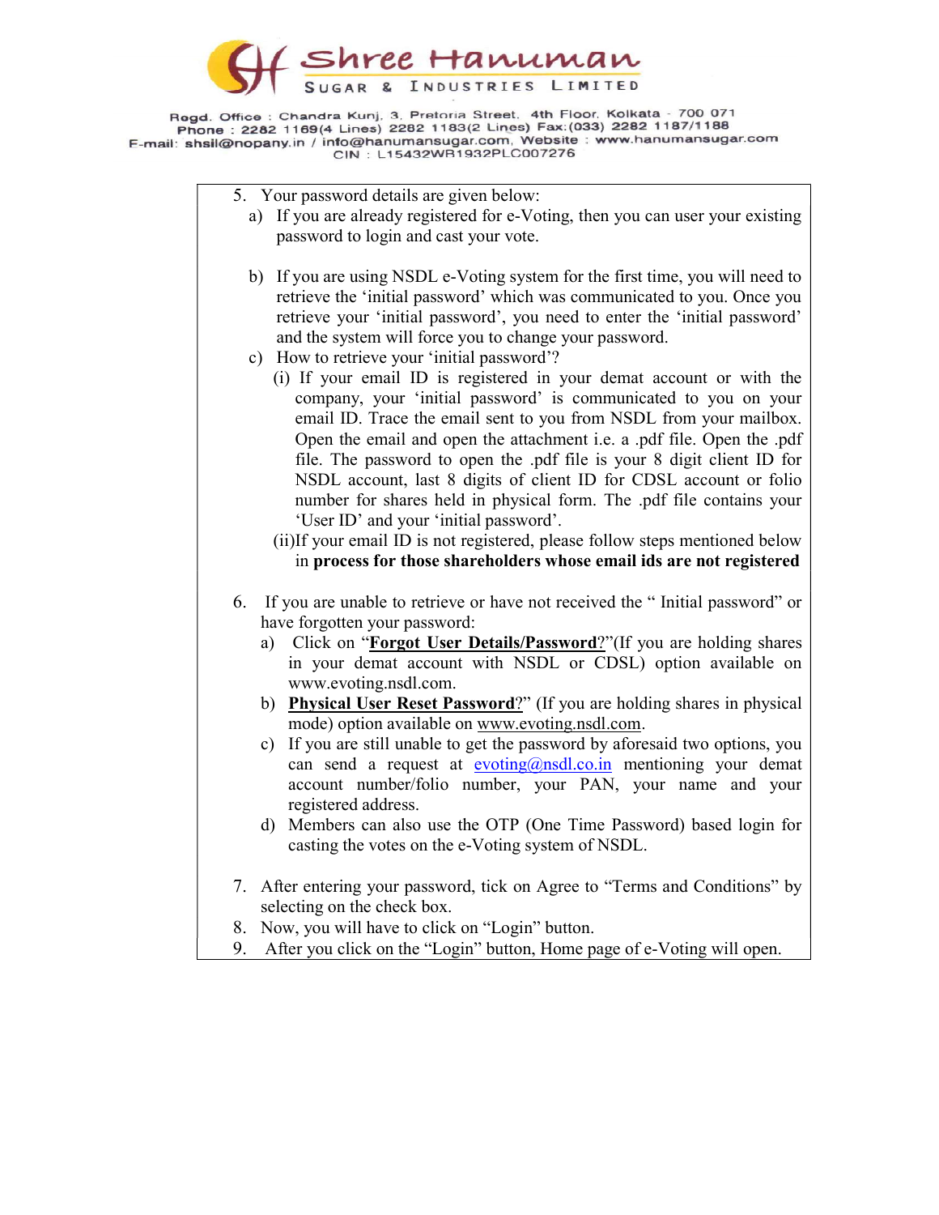5. Your password details are given below:
   a) If you are already registered for e-Voting, then you can user your existing password to login and cast your vote.

   b) If you are using NSDL e-Voting system for the first time, you will need to retrieve the 'initial password' which was communicated to you. Once you retrieve your 'initial password', you need to enter the 'initial password' and the system will force you to change your password.
   c) How to retrieve your 'initial password'?
      (i) If your email ID is registered in your demat account or with the company, your 'initial password' is communicated to you on your email ID. Trace the email sent to you from NSDL from your mailbox. Open the email and open the attachment i.e. a .pdf file. Open the .pdf file. The password to open the .pdf file is your 8 digit client ID for NSDL account, last 8 digits of client ID for CDSL account or folio number for shares held in physical form. The .pdf file contains your 'User ID' and your 'initial password'.
      (ii)If your email ID is not registered, please follow steps mentioned below in **process for those shareholders whose email ids are not registered**

6. If you are unable to retrieve or have not received the " Initial password" or have forgotten your password:
   a) Click on "**Forgot User Details/Password**?"(If you are holding shares in your demat account with NSDL or CDSL) option available on www.evoting.nsdl.com.
   b) **Physical User Reset Password**?" (If you are holding shares in physical mode) option available on www.evoting.nsdl.com.
   c) If you are still unable to get the password by aforesaid two options, you can send a request at evoting@nsdl.co.in mentioning your demat account number/folio number, your PAN, your name and your registered address.
   d) Members can also use the OTP (One Time Password) based login for casting the votes on the e-Voting system of NSDL.

7. After entering your password, tick on Agree to "Terms and Conditions" by selecting on the check box.
8. Now, you will have to click on "Login" button.
9. After you click on the "Login" button, Home page of e-Voting will open.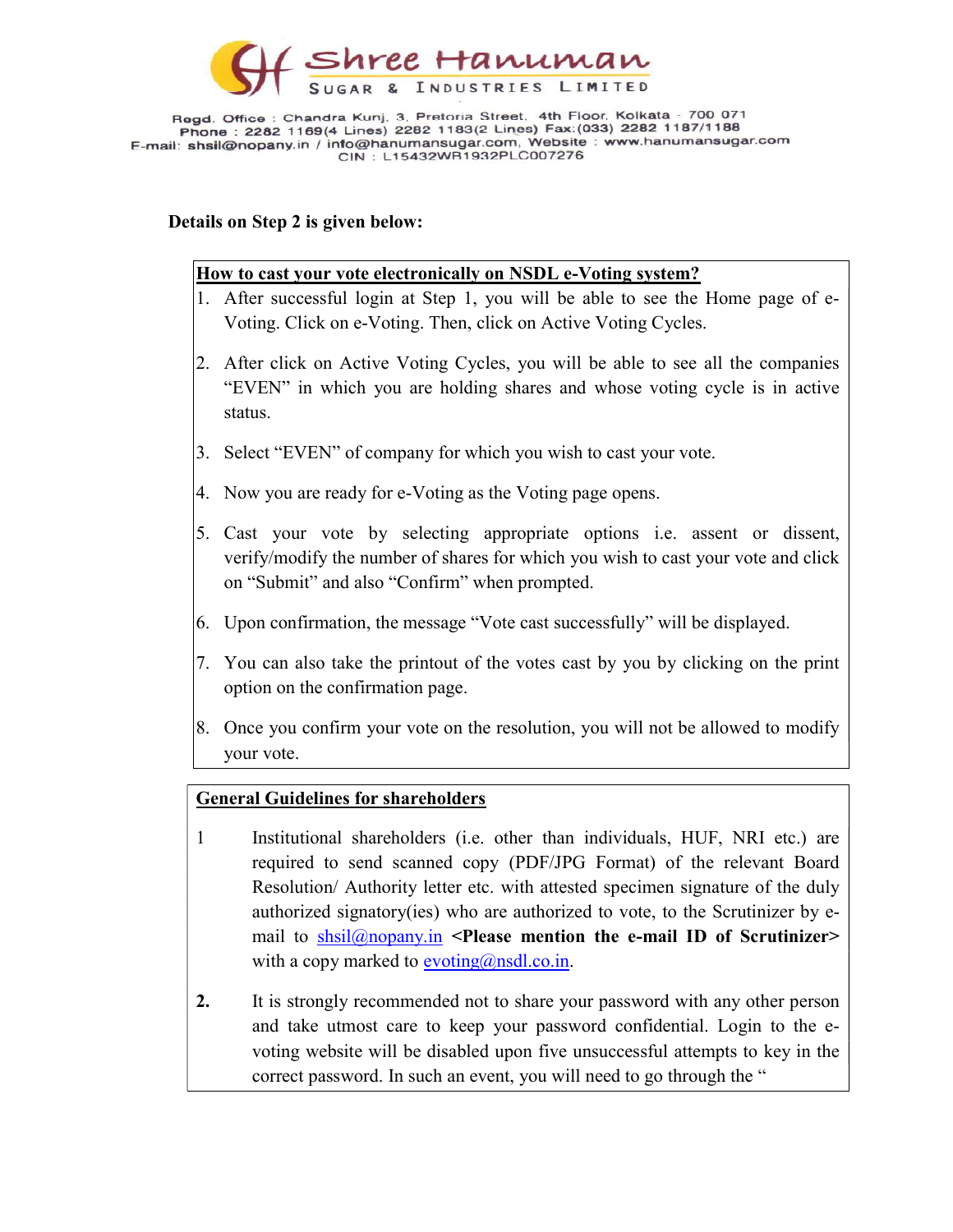**Shree Hanuman Sugar & Industries Limited**

Regd. Office : Chandra Kunj, 3, Pretoria Street, 4th Floor, Kolkata - 700 071
Phone : 2282 1169(4 Lines) 2282 1183(2 Lines) Fax:(033) 2282 1187/1188
E-mail: shsil@nopany.in / info@hanumansugar.com, Website : www.hanumansugar.com
CIN : L15432WB1932PLC007276

**Details on Step 2 is given below:**

**How to cast your vote electronically on NSDL e-Voting system?**

1. After successful login at Step 1, you will be able to see the Home page of e-Voting. Click on e-Voting. Then, click on Active Voting Cycles.
2. After click on Active Voting Cycles, you will be able to see all the companies "EVEN" in which you are holding shares and whose voting cycle is in active status.
3. Select "EVEN" of company for which you wish to cast your vote.
4. Now you are ready for e-Voting as the Voting page opens.
5. Cast your vote by selecting appropriate options i.e. assent or dissent, verify/modify the number of shares for which you wish to cast your vote and click on "Submit" and also "Confirm" when prompted.
6. Upon confirmation, the message "Vote cast successfully" will be displayed.
7. You can also take the printout of the votes cast by you by clicking on the print option on the confirmation page.
8. Once you confirm your vote on the resolution, you will not be allowed to modify your vote.

**General Guidelines for shareholders**

1. Institutional shareholders (i.e. other than individuals, HUF, NRI etc.) are required to send scanned copy (PDF/JPG Format) of the relevant Board Resolution/ Authority letter etc. with attested specimen signature of the duly authorized signatory(ies) who are authorized to vote, to the Scrutinizer by e-mail to shsil@nopany.in **<Please mention the e-mail ID of Scrutinizer>** with a copy marked to evoting@nsdl.co.in.

2. It is strongly recommended not to share your password with any other person and take utmost care to keep your password confidential. Login to the e-voting website will be disabled upon five unsuccessful attempts to key in the correct password. In such an event, you will need to go through the "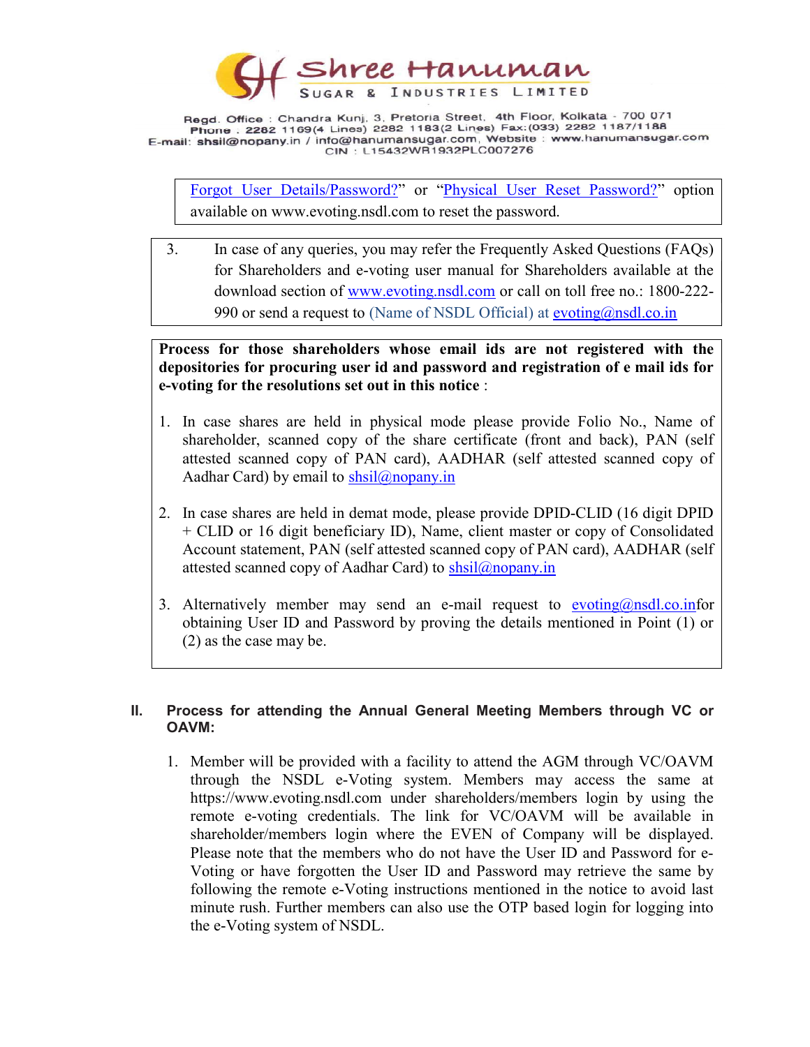"Forgot User Details/Password?" or "Physical User Reset Password?" option available on www.evoting.nsdl.com to reset the password.

3. In case of any queries, you may refer the Frequently Asked Questions (FAQs) for Shareholders and e-voting user manual for Shareholders available at the download section of www.evoting.nsdl.com or call on toll free no.: 1800-222-990 or send a request to (Name of NSDL Official) at evoting@nsdl.co.in

**Process for those shareholders whose email ids are not registered with the depositories for procuring user id and password and registration of e mail ids for e-voting for the resolutions set out in this notice** :

1. In case shares are held in physical mode please provide Folio No., Name of shareholder, scanned copy of the share certificate (front and back), PAN (self attested scanned copy of PAN card), AADHAR (self attested scanned copy of Aadhar Card) by email to shsil@nopany.in

2. In case shares are held in demat mode, please provide DPID-CLID (16 digit DPID + CLID or 16 digit beneficiary ID), Name, client master or copy of Consolidated Account statement, PAN (self attested scanned copy of PAN card), AADHAR (self attested scanned copy of Aadhar Card) to shsil@nopany.in

3. Alternatively member may send an e-mail request to evoting@nsdl.co.infor obtaining User ID and Password by proving the details mentioned in Point (1) or (2) as the case may be.

## II. Process for attending the Annual General Meeting Members through VC or OAVM:

1. Member will be provided with a facility to attend the AGM through VC/OAVM through the NSDL e-Voting system. Members may access the same at https://www.evoting.nsdl.com under shareholders/members login by using the remote e-voting credentials. The link for VC/OAVM will be available in shareholder/members login where the EVEN of Company will be displayed. Please note that the members who do not have the User ID and Password for e-Voting or have forgotten the User ID and Password may retrieve the same by following the remote e-Voting instructions mentioned in the notice to avoid last minute rush. Further members can also use the OTP based login for logging into the e-Voting system of NSDL.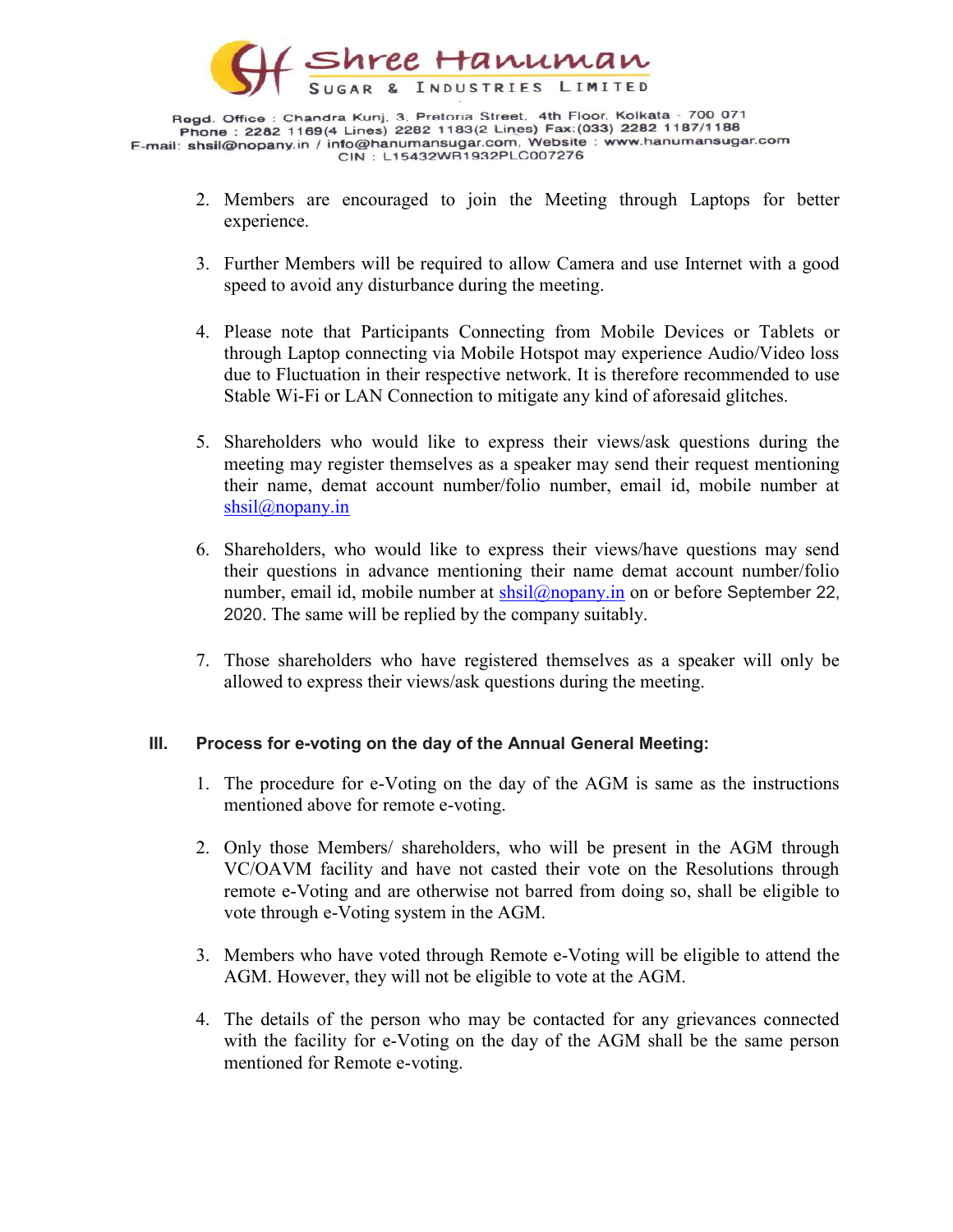2. Members are encouraged to join the Meeting through Laptops for better experience.

3. Further Members will be required to allow Camera and use Internet with a good speed to avoid any disturbance during the meeting.

4. Please note that Participants Connecting from Mobile Devices or Tablets or through Laptop connecting via Mobile Hotspot may experience Audio/Video loss due to Fluctuation in their respective network. It is therefore recommended to use Stable Wi-Fi or LAN Connection to mitigate any kind of aforesaid glitches.

5. Shareholders who would like to express their views/ask questions during the meeting may register themselves as a speaker may send their request mentioning their name, demat account number/folio number, email id, mobile number at shsil@nopany.in

6. Shareholders, who would like to express their views/have questions may send their questions in advance mentioning their name demat account number/folio number, email id, mobile number at shsil@nopany.in on or before September 22, 2020. The same will be replied by the company suitably.

7. Those shareholders who have registered themselves as a speaker will only be allowed to express their views/ask questions during the meeting.

**III. Process for e-voting on the day of the Annual General Meeting:**

1. The procedure for e-Voting on the day of the AGM is same as the instructions mentioned above for remote e-voting.

2. Only those Members/ shareholders, who will be present in the AGM through VC/OAVM facility and have not casted their vote on the Resolutions through remote e-Voting and are otherwise not barred from doing so, shall be eligible to vote through e-Voting system in the AGM.

3. Members who have voted through Remote e-Voting will be eligible to attend the AGM. However, they will not be eligible to vote at the AGM.

4. The details of the person who may be contacted for any grievances connected with the facility for e-Voting on the day of the AGM shall be the same person mentioned for Remote e-voting.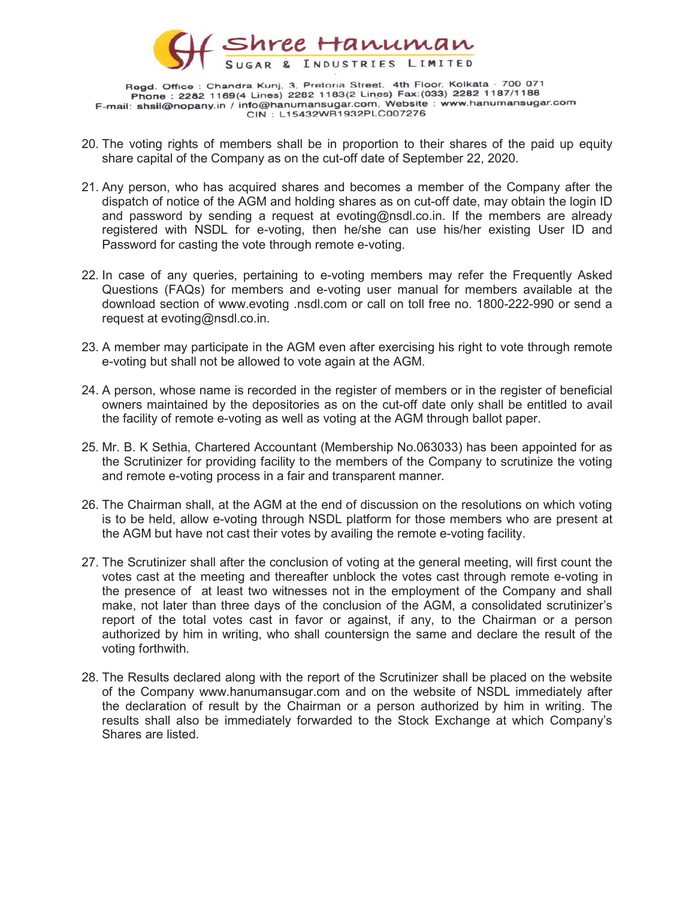20. The voting rights of members shall be in proportion to their shares of the paid up equity share capital of the Company as on the cut-off date of September 22, 2020.

21. Any person, who has acquired shares and becomes a member of the Company after the dispatch of notice of the AGM and holding shares as on cut-off date, may obtain the login ID and password by sending a request at evoting@nsdl.co.in. If the members are already registered with NSDL for e-voting, then he/she can use his/her existing User ID and Password for casting the vote through remote e-voting.

22. In case of any queries, pertaining to e-voting members may refer the Frequently Asked Questions (FAQs) for members and e-voting user manual for members available at the download section of www.evoting .nsdl.com or call on toll free no. 1800-222-990 or send a request at evoting@nsdl.co.in.

23. A member may participate in the AGM even after exercising his right to vote through remote e-voting but shall not be allowed to vote again at the AGM.

24. A person, whose name is recorded in the register of members or in the register of beneficial owners maintained by the depositories as on the cut-off date only shall be entitled to avail the facility of remote e-voting as well as voting at the AGM through ballot paper.

25. Mr. B. K Sethia, Chartered Accountant (Membership No.063033) has been appointed for as the Scrutinizer for providing facility to the members of the Company to scrutinize the voting and remote e-voting process in a fair and transparent manner.

26. The Chairman shall, at the AGM at the end of discussion on the resolutions on which voting is to be held, allow e-voting through NSDL platform for those members who are present at the AGM but have not cast their votes by availing the remote e-voting facility.

27. The Scrutinizer shall after the conclusion of voting at the general meeting, will first count the votes cast at the meeting and thereafter unblock the votes cast through remote e-voting in the presence of at least two witnesses not in the employment of the Company and shall make, not later than three days of the conclusion of the AGM, a consolidated scrutinizer's report of the total votes cast in favor or against, if any, to the Chairman or a person authorized by him in writing, who shall countersign the same and declare the result of the voting forthwith.

28. The Results declared along with the report of the Scrutinizer shall be placed on the website of the Company www.hanumansugar.com and on the website of NSDL immediately after the declaration of result by the Chairman or a person authorized by him in writing. The results shall also be immediately forwarded to the Stock Exchange at which Company's Shares are listed.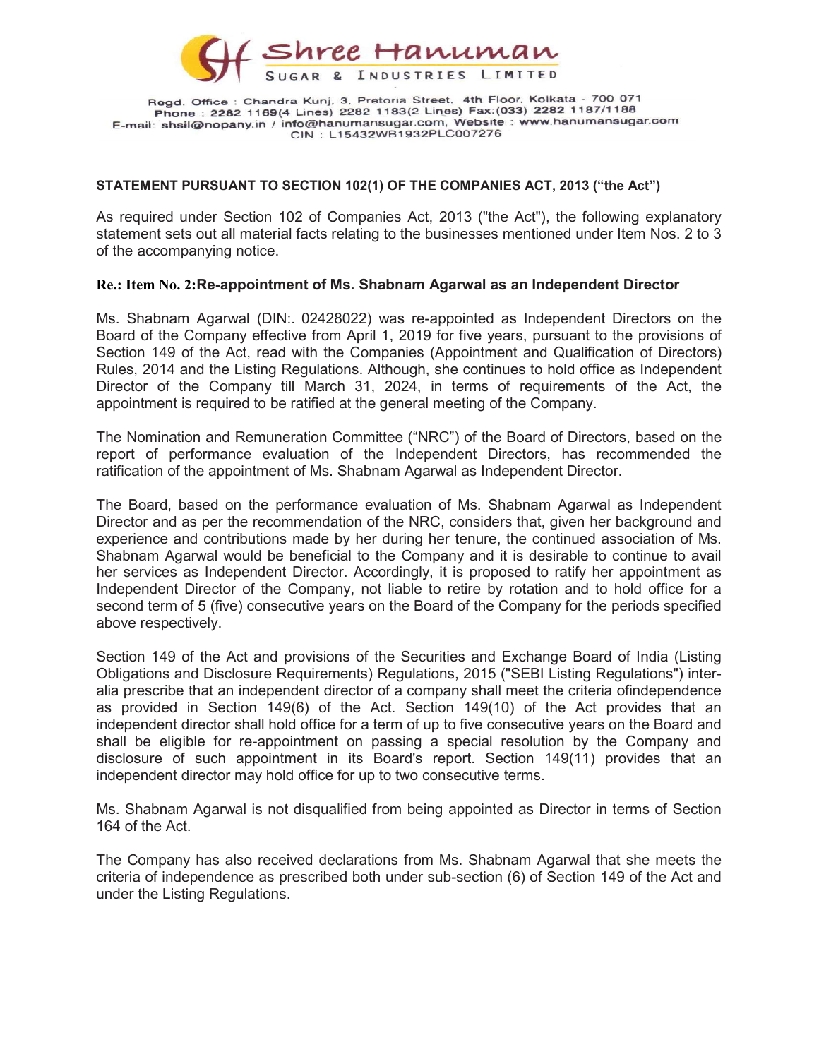Shree Hanuman
SUGAR & INDUSTRIES LIMITED

Regd. Office : Chandra Kunj, 3, Pretoria Street, 4th Floor, Kolkata - 700 071
Phone : 2282 1169(4 Lines) 2282 1183(2 Lines) Fax:(033) 2282 1187/1188
E-mail: shsil@nopany.in / info@hanumansugar.com, Website : www.hanumansugar.com
CIN : L15432WB1932PLC007276

**STATEMENT PURSUANT TO SECTION 102(1) OF THE COMPANIES ACT, 2013 ("the Act")**

As required under Section 102 of Companies Act, 2013 ("the Act"), the following explanatory statement sets out all material facts relating to the businesses mentioned under Item Nos. 2 to 3 of the accompanying notice.

**Re.: Item No. 2:Re-appointment of Ms. Shabnam Agarwal as an Independent Director**

Ms. Shabnam Agarwal (DIN:. 02428022) was re-appointed as Independent Directors on the Board of the Company effective from April 1, 2019 for five years, pursuant to the provisions of Section 149 of the Act, read with the Companies (Appointment and Qualification of Directors) Rules, 2014 and the Listing Regulations. Although, she continues to hold office as Independent Director of the Company till March 31, 2024, in terms of requirements of the Act, the appointment is required to be ratified at the general meeting of the Company.

The Nomination and Remuneration Committee ("NRC") of the Board of Directors, based on the report of performance evaluation of the Independent Directors, has recommended the ratification of the appointment of Ms. Shabnam Agarwal as Independent Director.

The Board, based on the performance evaluation of Ms. Shabnam Agarwal as Independent Director and as per the recommendation of the NRC, considers that, given her background and experience and contributions made by her during her tenure, the continued association of Ms. Shabnam Agarwal would be beneficial to the Company and it is desirable to continue to avail her services as Independent Director. Accordingly, it is proposed to ratify her appointment as Independent Director of the Company, not liable to retire by rotation and to hold office for a second term of 5 (five) consecutive years on the Board of the Company for the periods specified above respectively.

Section 149 of the Act and provisions of the Securities and Exchange Board of India (Listing Obligations and Disclosure Requirements) Regulations, 2015 ("SEBI Listing Regulations") inter-alia prescribe that an independent director of a company shall meet the criteria ofindependence as provided in Section 149(6) of the Act. Section 149(10) of the Act provides that an independent director shall hold office for a term of up to five consecutive years on the Board and shall be eligible for re-appointment on passing a special resolution by the Company and disclosure of such appointment in its Board's report. Section 149(11) provides that an independent director may hold office for up to two consecutive terms.

Ms. Shabnam Agarwal is not disqualified from being appointed as Director in terms of Section 164 of the Act.

The Company has also received declarations from Ms. Shabnam Agarwal that she meets the criteria of independence as prescribed both under sub-section (6) of Section 149 of the Act and under the Listing Regulations.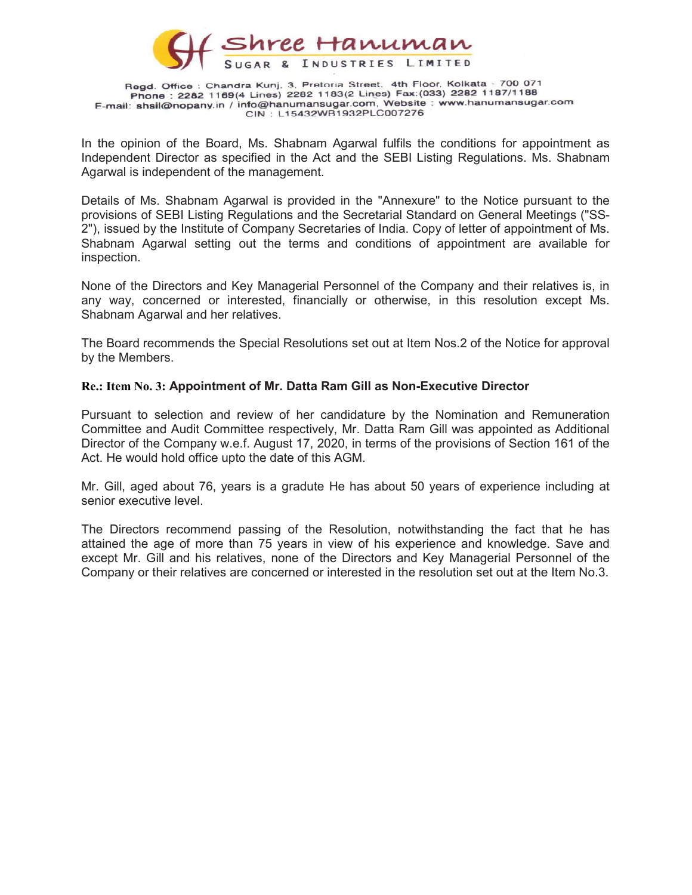In the opinion of the Board, Ms. Shabnam Agarwal fulfils the conditions for appointment as Independent Director as specified in the Act and the SEBI Listing Regulations. Ms. Shabnam Agarwal is independent of the management.

Details of Ms. Shabnam Agarwal is provided in the "Annexure" to the Notice pursuant to the provisions of SEBI Listing Regulations and the Secretarial Standard on General Meetings ("SS-2"), issued by the Institute of Company Secretaries of India. Copy of letter of appointment of Ms. Shabnam Agarwal setting out the terms and conditions of appointment are available for inspection.

None of the Directors and Key Managerial Personnel of the Company and their relatives is, in any way, concerned or interested, financially or otherwise, in this resolution except Ms. Shabnam Agarwal and her relatives.

The Board recommends the Special Resolutions set out at Item Nos.2 of the Notice for approval by the Members.

**Re.: Item No. 3: Appointment of Mr. Datta Ram Gill as Non-Executive Director**

Pursuant to selection and review of her candidature by the Nomination and Remuneration Committee and Audit Committee respectively, Mr. Datta Ram Gill was appointed as Additional Director of the Company w.e.f. August 17, 2020, in terms of the provisions of Section 161 of the Act. He would hold office upto the date of this AGM.

Mr. Gill, aged about 76, years is a gradute He has about 50 years of experience including at senior executive level.

The Directors recommend passing of the Resolution, notwithstanding the fact that he has attained the age of more than 75 years in view of his experience and knowledge. Save and except Mr. Gill and his relatives, none of the Directors and Key Managerial Personnel of the Company or their relatives are concerned or interested in the resolution set out at the Item No.3.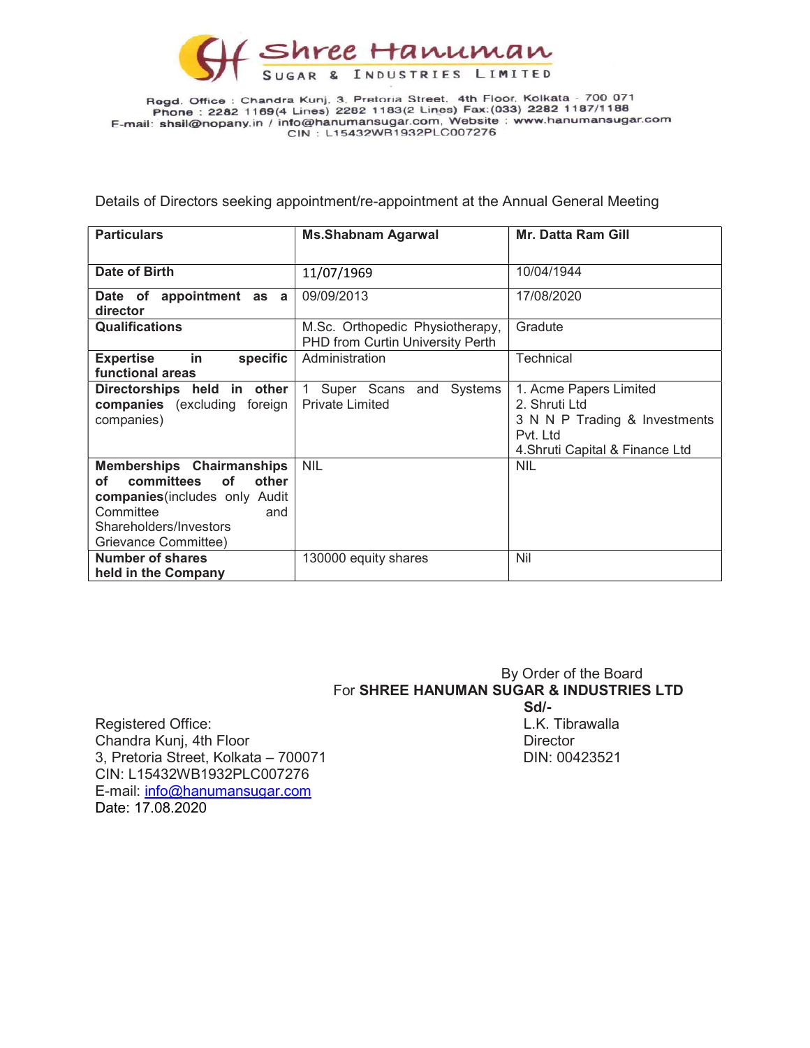# Shree Hanuman

SUGAR & INDUSTRIES LIMITED

Regd. Office : Chandra Kunj, 3, Pretoria Street, 4th Floor, Kolkata - 700 071
Phone : 2282 1169(4 Lines) 2282 1183(2 Lines) Fax:(033) 2282 1187/1188
E-mail: shsil@nopany.in / info@hanumansugar.com, Website : www.hanumansugar.com
CIN : L15432WB1932PLC007276

Details of Directors seeking appointment/re-appointment at the Annual General Meeting

| **Particulars** | **Ms.Shabnam Agarwal** | **Mr. Datta Ram Gill** |
|---|---|---|
| **Date of Birth** | 11/07/1969 | 10/04/1944 |
| **Date of appointment as a director** | 09/09/2013 | 17/08/2020 |
| **Qualifications** | M.Sc. Orthopedic Physiotherapy, PHD from Curtin University Perth | Gradute |
| **Expertise in specific functional areas** | Administration | Technical |
| **Directorships held in other companies** (excluding foreign companies) | 1 Super Scans and Systems Private Limited | 1. Acme Papers Limited<br>2. Shruti Ltd<br>3 N N P Trading & Investments Pvt. Ltd<br>4.Shruti Capital & Finance Ltd |
| **Memberships Chairmanships of committees of other companies**(includes only Audit Committee and Shareholders/Investors Grievance Committee) | NIL | NIL |
| **Number of shares held in the Company** | 130000 equity shares | Nil |

By Order of the Board
For **SHREE HANUMAN SUGAR & INDUSTRIES LTD**
**Sd/-**
L.K. Tibrawalla
Director
DIN: 00423521

Registered Office:
Chandra Kunj, 4th Floor
3, Pretoria Street, Kolkata – 700071
CIN: L15432WB1932PLC007276
E-mail: info@hanumansugar.com
Date: 17.08.2020